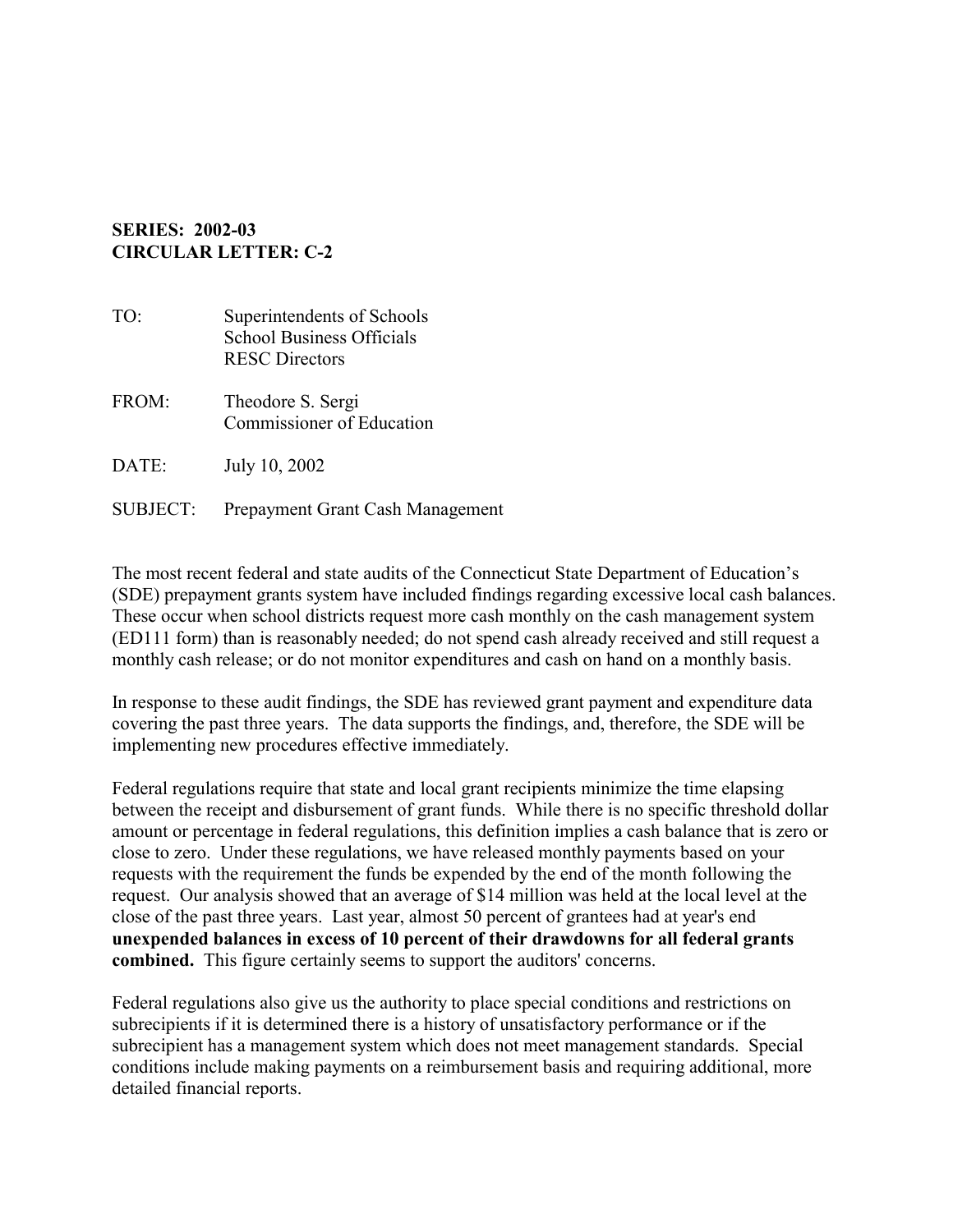**SERIES: 2002-03**
**CIRCULAR LETTER: C-2**

TO: Superintendents of Schools
School Business Officials
RESC Directors

FROM: Theodore S. Sergi
Commissioner of Education

DATE: July 10, 2002

SUBJECT: Prepayment Grant Cash Management

The most recent federal and state audits of the Connecticut State Department of Education's (SDE) prepayment grants system have included findings regarding excessive local cash balances. These occur when school districts request more cash monthly on the cash management system (ED111 form) than is reasonably needed; do not spend cash already received and still request a monthly cash release; or do not monitor expenditures and cash on hand on a monthly basis.

In response to these audit findings, the SDE has reviewed grant payment and expenditure data covering the past three years. The data supports the findings, and, therefore, the SDE will be implementing new procedures effective immediately.

Federal regulations require that state and local grant recipients minimize the time elapsing between the receipt and disbursement of grant funds. While there is no specific threshold dollar amount or percentage in federal regulations, this definition implies a cash balance that is zero or close to zero. Under these regulations, we have released monthly payments based on your requests with the requirement the funds be expended by the end of the month following the request. Our analysis showed that an average of $14 million was held at the local level at the close of the past three years. Last year, almost 50 percent of grantees had at year's end **unexpended balances in excess of 10 percent of their drawdowns for all federal grants combined.** This figure certainly seems to support the auditors' concerns.

Federal regulations also give us the authority to place special conditions and restrictions on subrecipients if it is determined there is a history of unsatisfactory performance or if the subrecipient has a management system which does not meet management standards. Special conditions include making payments on a reimbursement basis and requiring additional, more detailed financial reports.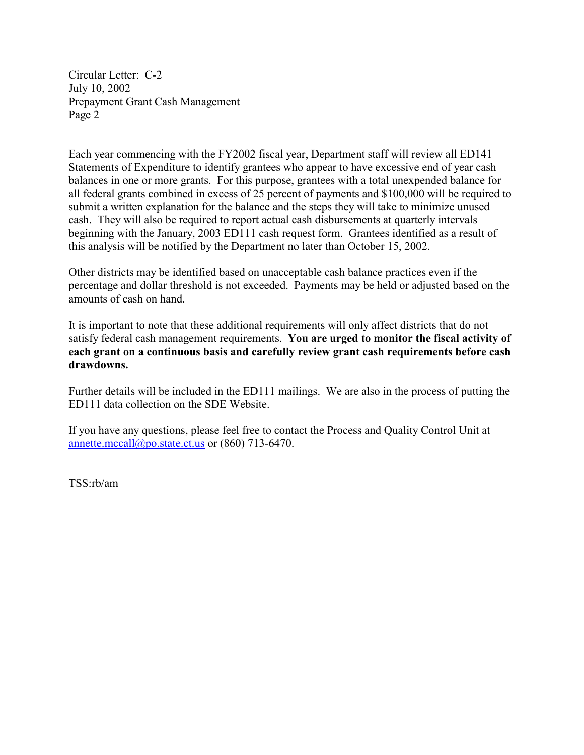Each year commencing with the FY2002 fiscal year, Department staff will review all ED141 Statements of Expenditure to identify grantees who appear to have excessive end of year cash balances in one or more grants. For this purpose, grantees with a total unexpended balance for all federal grants combined in excess of 25 percent of payments and $100,000 will be required to submit a written explanation for the balance and the steps they will take to minimize unused cash. They will also be required to report actual cash disbursements at quarterly intervals beginning with the January, 2003 ED111 cash request form. Grantees identified as a result of this analysis will be notified by the Department no later than October 15, 2002.

Other districts may be identified based on unacceptable cash balance practices even if the percentage and dollar threshold is not exceeded. Payments may be held or adjusted based on the amounts of cash on hand.

It is important to note that these additional requirements will only affect districts that do not satisfy federal cash management requirements. **You are urged to monitor the fiscal activity of each grant on a continuous basis and carefully review grant cash requirements before cash drawdowns.**

Further details will be included in the ED111 mailings. We are also in the process of putting the ED111 data collection on the SDE Website.

If you have any questions, please feel free to contact the Process and Quality Control Unit at annette.mccall@po.state.ct.us or (860) 713-6470.

TSS:rb/am